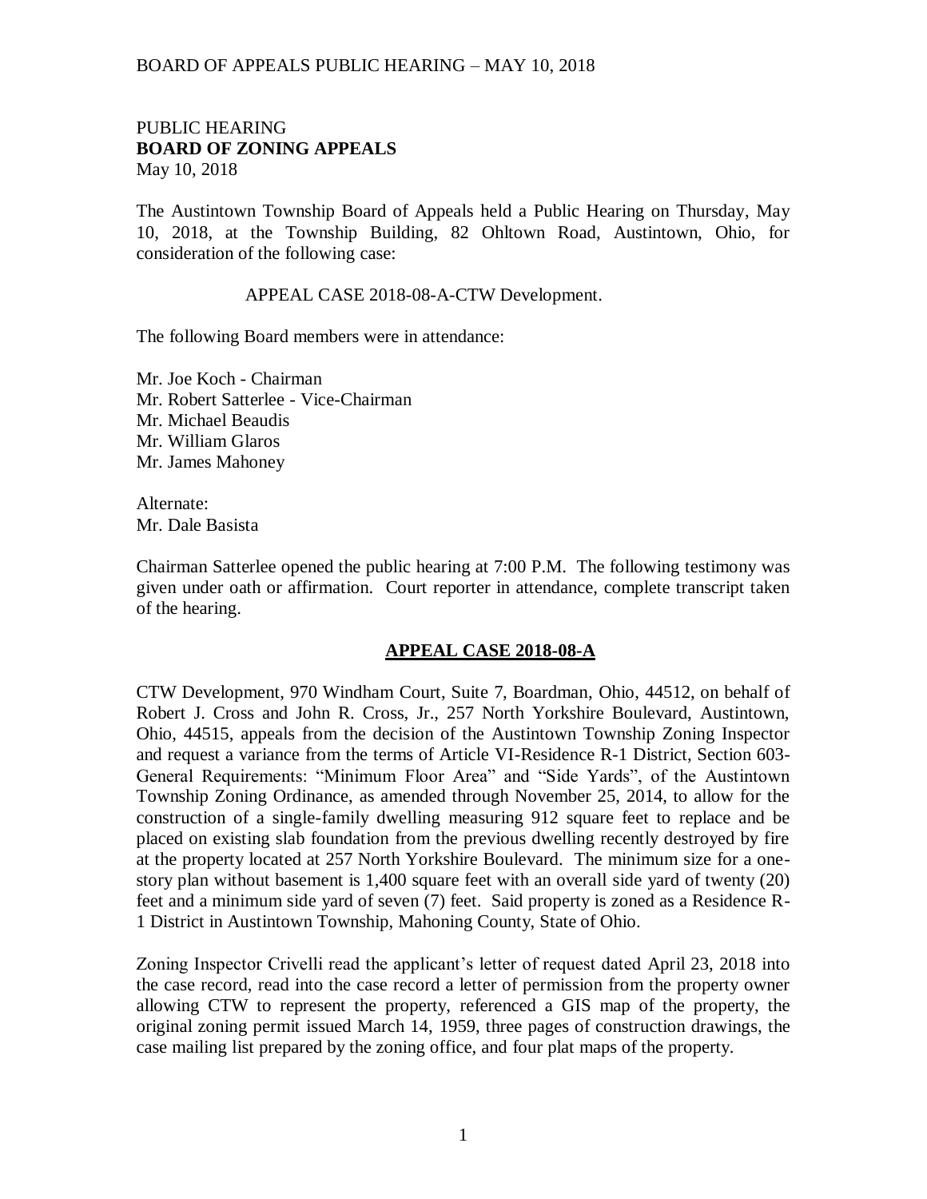PUBLIC HEARING
**BOARD OF ZONING APPEALS**
May 10, 2018

The Austintown Township Board of Appeals held a Public Hearing on Thursday, May 10, 2018, at the Township Building, 82 Ohltown Road, Austintown, Ohio, for consideration of the following case:

APPEAL CASE 2018-08-A-CTW Development.

The following Board members were in attendance:

Mr. Joe Koch - Chairman
Mr. Robert Satterlee - Vice-Chairman
Mr. Michael Beaudis
Mr. William Glaros
Mr. James Mahoney

Alternate:
Mr. Dale Basista

Chairman Satterlee opened the public hearing at 7:00 P.M. The following testimony was given under oath or affirmation. Court reporter in attendance, complete transcript taken of the hearing.

## APPEAL CASE 2018-08-A

CTW Development, 970 Windham Court, Suite 7, Boardman, Ohio, 44512, on behalf of Robert J. Cross and John R. Cross, Jr., 257 North Yorkshire Boulevard, Austintown, Ohio, 44515, appeals from the decision of the Austintown Township Zoning Inspector and request a variance from the terms of Article VI-Residence R-1 District, Section 603-General Requirements: "Minimum Floor Area" and "Side Yards", of the Austintown Township Zoning Ordinance, as amended through November 25, 2014, to allow for the construction of a single-family dwelling measuring 912 square feet to replace and be placed on existing slab foundation from the previous dwelling recently destroyed by fire at the property located at 257 North Yorkshire Boulevard. The minimum size for a one-story plan without basement is 1,400 square feet with an overall side yard of twenty (20) feet and a minimum side yard of seven (7) feet. Said property is zoned as a Residence R-1 District in Austintown Township, Mahoning County, State of Ohio.

Zoning Inspector Crivelli read the applicant's letter of request dated April 23, 2018 into the case record, read into the case record a letter of permission from the property owner allowing CTW to represent the property, referenced a GIS map of the property, the original zoning permit issued March 14, 1959, three pages of construction drawings, the case mailing list prepared by the zoning office, and four plat maps of the property.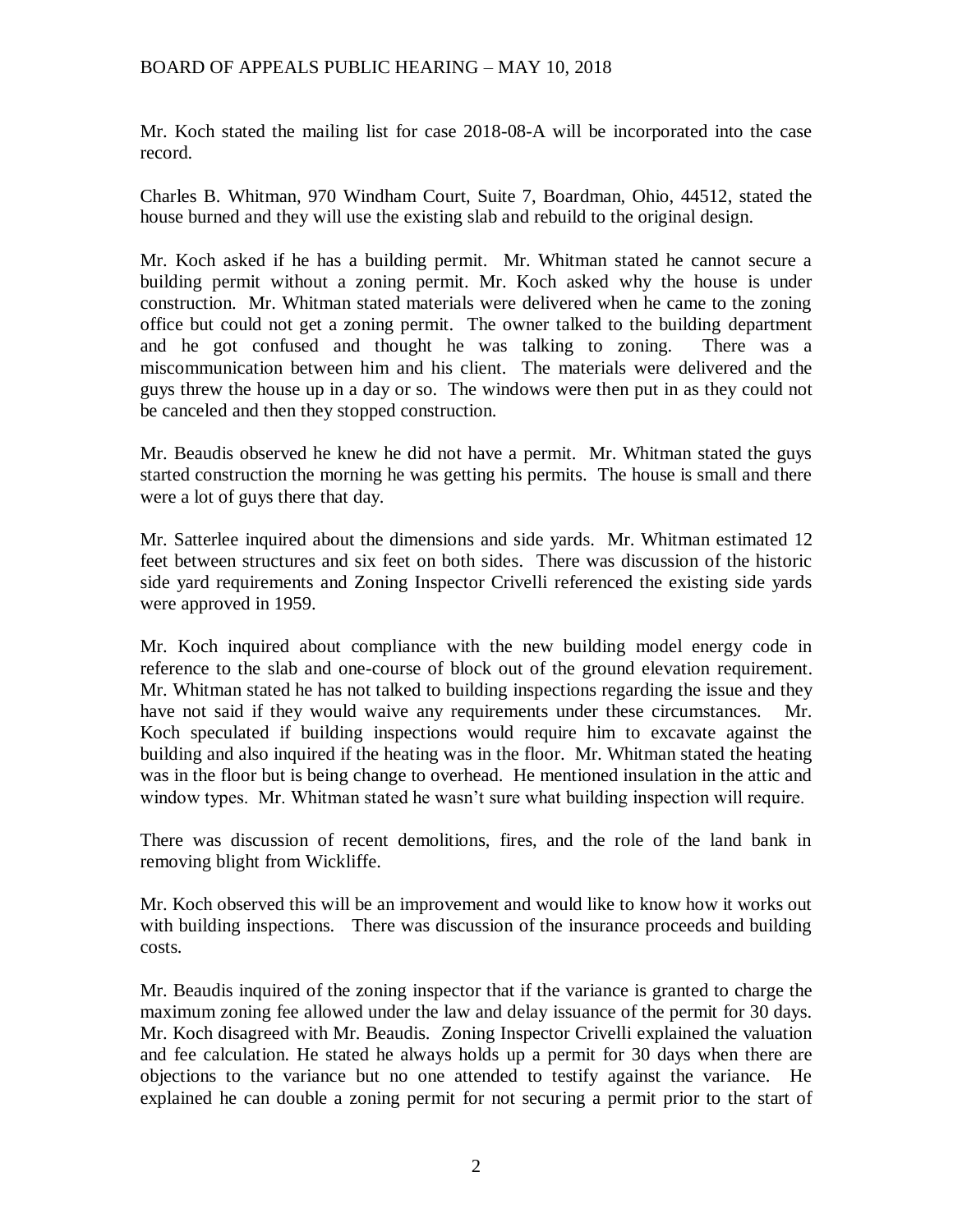Mr. Koch stated the mailing list for case 2018-08-A will be incorporated into the case record.

Charles B. Whitman, 970 Windham Court, Suite 7, Boardman, Ohio, 44512, stated the house burned and they will use the existing slab and rebuild to the original design.

Mr. Koch asked if he has a building permit. Mr. Whitman stated he cannot secure a building permit without a zoning permit. Mr. Koch asked why the house is under construction. Mr. Whitman stated materials were delivered when he came to the zoning office but could not get a zoning permit. The owner talked to the building department and he got confused and thought he was talking to zoning. There was a miscommunication between him and his client. The materials were delivered and the guys threw the house up in a day or so. The windows were then put in as they could not be canceled and then they stopped construction.

Mr. Beaudis observed he knew he did not have a permit. Mr. Whitman stated the guys started construction the morning he was getting his permits. The house is small and there were a lot of guys there that day.

Mr. Satterlee inquired about the dimensions and side yards. Mr. Whitman estimated 12 feet between structures and six feet on both sides. There was discussion of the historic side yard requirements and Zoning Inspector Crivelli referenced the existing side yards were approved in 1959.

Mr. Koch inquired about compliance with the new building model energy code in reference to the slab and one-course of block out of the ground elevation requirement. Mr. Whitman stated he has not talked to building inspections regarding the issue and they have not said if they would waive any requirements under these circumstances. Mr. Koch speculated if building inspections would require him to excavate against the building and also inquired if the heating was in the floor. Mr. Whitman stated the heating was in the floor but is being change to overhead. He mentioned insulation in the attic and window types. Mr. Whitman stated he wasn't sure what building inspection will require.

There was discussion of recent demolitions, fires, and the role of the land bank in removing blight from Wickliffe.

Mr. Koch observed this will be an improvement and would like to know how it works out with building inspections. There was discussion of the insurance proceeds and building costs.

Mr. Beaudis inquired of the zoning inspector that if the variance is granted to charge the maximum zoning fee allowed under the law and delay issuance of the permit for 30 days. Mr. Koch disagreed with Mr. Beaudis. Zoning Inspector Crivelli explained the valuation and fee calculation. He stated he always holds up a permit for 30 days when there are objections to the variance but no one attended to testify against the variance. He explained he can double a zoning permit for not securing a permit prior to the start of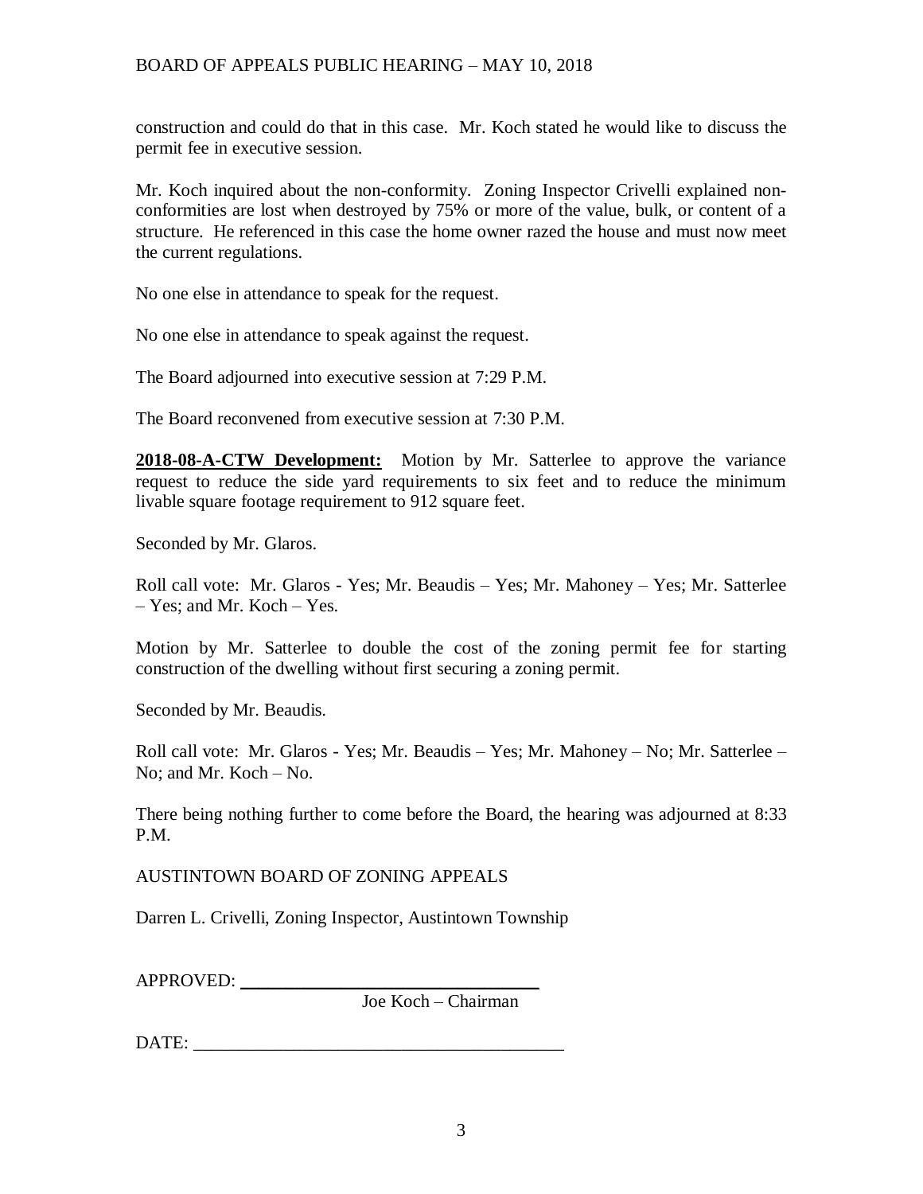construction and could do that in this case. Mr. Koch stated he would like to discuss the permit fee in executive session.

Mr. Koch inquired about the non-conformity. Zoning Inspector Crivelli explained non-conformities are lost when destroyed by 75% or more of the value, bulk, or content of a structure. He referenced in this case the home owner razed the house and must now meet the current regulations.

No one else in attendance to speak for the request.

No one else in attendance to speak against the request.

The Board adjourned into executive session at 7:29 P.M.

The Board reconvened from executive session at 7:30 P.M.

**2018-08-A-CTW Development:** Motion by Mr. Satterlee to approve the variance request to reduce the side yard requirements to six feet and to reduce the minimum livable square footage requirement to 912 square feet.

Seconded by Mr. Glaros.

Roll call vote: Mr. Glaros - Yes; Mr. Beaudis – Yes; Mr. Mahoney – Yes; Mr. Satterlee – Yes; and Mr. Koch – Yes.

Motion by Mr. Satterlee to double the cost of the zoning permit fee for starting construction of the dwelling without first securing a zoning permit.

Seconded by Mr. Beaudis.

Roll call vote: Mr. Glaros - Yes; Mr. Beaudis – Yes; Mr. Mahoney – No; Mr. Satterlee – No; and Mr. Koch – No.

There being nothing further to come before the Board, the hearing was adjourned at 8:33 P.M.

AUSTINTOWN BOARD OF ZONING APPEALS

Darren L. Crivelli, Zoning Inspector, Austintown Township

APPROVED: \_\_\_\_\_\_\_\_\_\_\_\_\_\_\_\_\_\_\_\_\_\_\_\_\_\_\_\_\_\_\_\_\_\_

Joe Koch – Chairman

DATE: \_\_\_\_\_\_\_\_\_\_\_\_\_\_\_\_\_\_\_\_\_\_\_\_\_\_\_\_\_\_\_\_\_\_\_\_\_\_\_\_